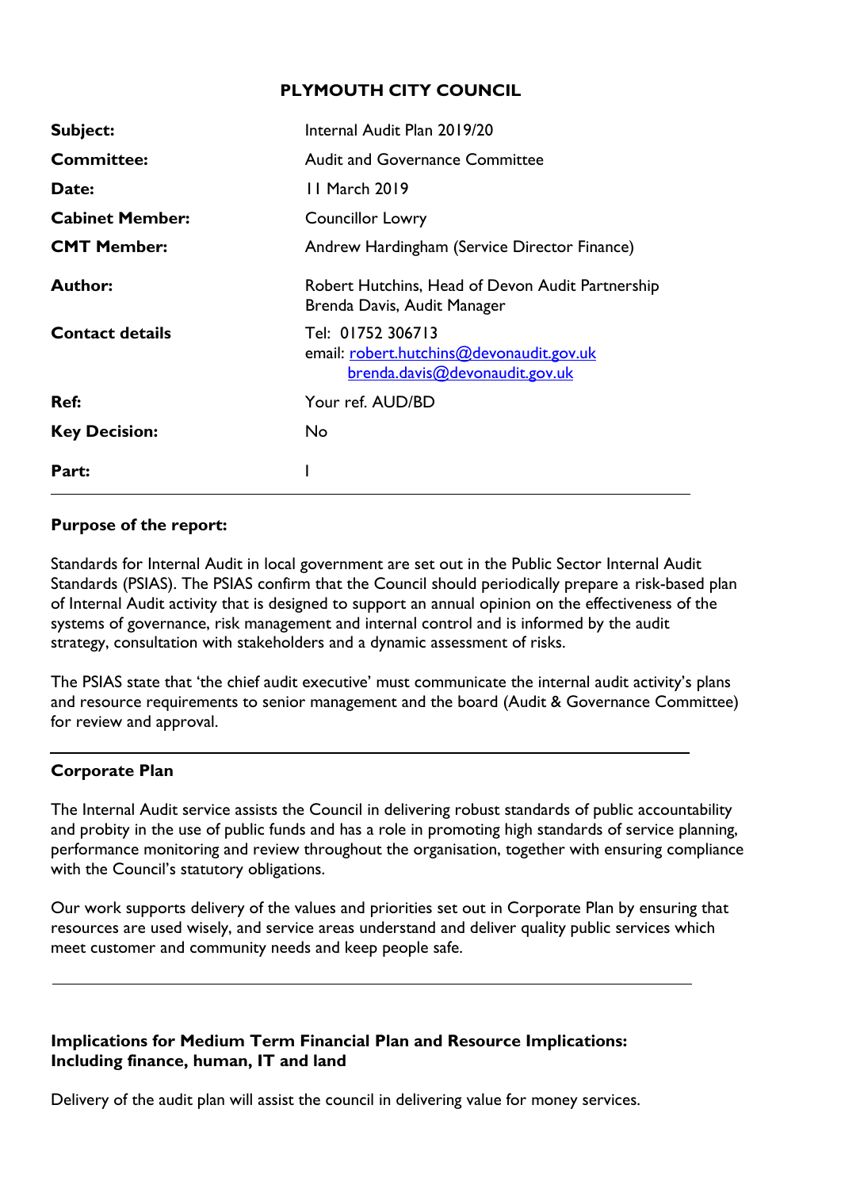# PLYMOUTH CITY COUNCIL

| | |
|---|---|
| **Subject:** | Internal Audit Plan 2019/20 |
| **Committee:** | Audit and Governance Committee |
| **Date:** | 11 March 2019 |
| **Cabinet Member:** | Councillor Lowry |
| **CMT Member:** | Andrew Hardingham (Service Director Finance) |
| **Author:** | Robert Hutchins, Head of Devon Audit Partnership<br>Brenda Davis, Audit Manager |
| **Contact details** | Tel: 01752 306713<br>email: robert.hutchins@devonaudit.gov.uk<br>brenda.davis@devonaudit.gov.uk |
| **Ref:** | Your ref. AUD/BD |
| **Key Decision:** | No |
| **Part:** | I |

---

**Purpose of the report:**

Standards for Internal Audit in local government are set out in the Public Sector Internal Audit Standards (PSIAS). The PSIAS confirm that the Council should periodically prepare a risk-based plan of Internal Audit activity that is designed to support an annual opinion on the effectiveness of the systems of governance, risk management and internal control and is informed by the audit strategy, consultation with stakeholders and a dynamic assessment of risks.

The PSIAS state that 'the chief audit executive' must communicate the internal audit activity's plans and resource requirements to senior management and the board (Audit & Governance Committee) for review and approval.

---

**Corporate Plan**

The Internal Audit service assists the Council in delivering robust standards of public accountability and probity in the use of public funds and has a role in promoting high standards of service planning, performance monitoring and review throughout the organisation, together with ensuring compliance with the Council's statutory obligations.

Our work supports delivery of the values and priorities set out in Corporate Plan by ensuring that resources are used wisely, and service areas understand and deliver quality public services which meet customer and community needs and keep people safe.

---

**Implications for Medium Term Financial Plan and Resource Implications: Including finance, human, IT and land**

Delivery of the audit plan will assist the council in delivering value for money services.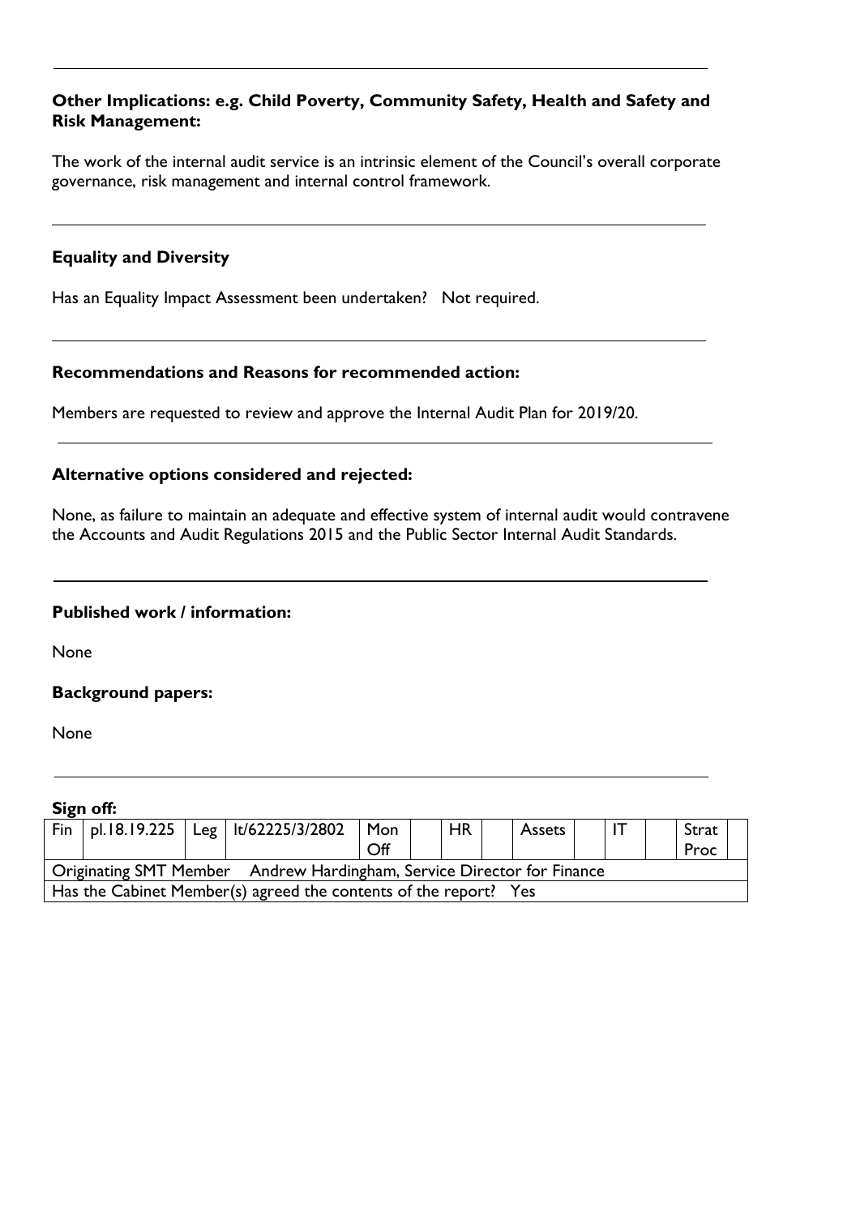**Other Implications: e.g. Child Poverty, Community Safety, Health and Safety and Risk Management:**

The work of the internal audit service is an intrinsic element of the Council's overall corporate governance, risk management and internal control framework.

**Equality and Diversity**

Has an Equality Impact Assessment been undertaken? Not required.

**Recommendations and Reasons for recommended action:**

Members are requested to review and approve the Internal Audit Plan for 2019/20.

**Alternative options considered and rejected:**

None, as failure to maintain an adequate and effective system of internal audit would contravene the Accounts and Audit Regulations 2015 and the Public Sector Internal Audit Standards.

**Published work / information:**

None

**Background papers:**

None

**Sign off:**

| | | | | | | | | | | | | | |
|---|---|---|---|---|---|---|---|---|---|---|---|---|---|
| Fin | pl.18.19.225 | Leg | lt/62225/3/2802 | Mon Off | | HR | | Assets | | IT | | Strat Proc | |
| Originating SMT Member Andrew Hardingham, Service Director for Finance | | | | | | | | | | | | | |
| Has the Cabinet Member(s) agreed the contents of the report? Yes | | | | | | | | | | | | | |